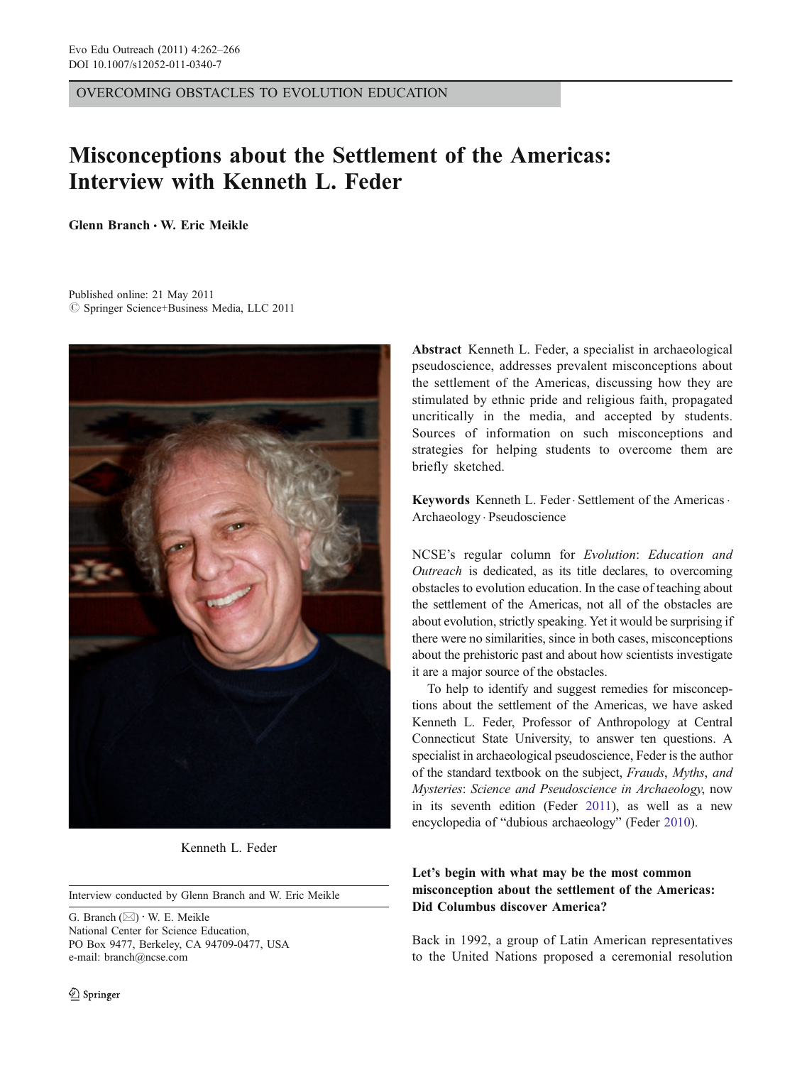OVERCOMING OBSTACLES TO EVOLUTION EDUCATION

# Misconceptions about the Settlement of the Americas: Interview with Kenneth L. Feder

**Glenn Branch · W. Eric Meikle**

Published online: 21 May 2011
© Springer Science+Business Media, LLC 2011

Kenneth L. Feder

Interview conducted by Glenn Branch and W. Eric Meikle

G. Branch (✉) · W. E. Meikle
National Center for Science Education,
PO Box 9477, Berkeley, CA 94709-0477, USA
e-mail: branch@ncse.com

**Abstract** Kenneth L. Feder, a specialist in archaeological pseudoscience, addresses prevalent misconceptions about the settlement of the Americas, discussing how they are stimulated by ethnic pride and religious faith, propagated uncritically in the media, and accepted by students. Sources of information on such misconceptions and strategies for helping students to overcome them are briefly sketched.

**Keywords** Kenneth L. Feder · Settlement of the Americas · Archaeology · Pseudoscience

NCSE's regular column for *Evolution: Education and Outreach* is dedicated, as its title declares, to overcoming obstacles to evolution education. In the case of teaching about the settlement of the Americas, not all of the obstacles are about evolution, strictly speaking. Yet it would be surprising if there were no similarities, since in both cases, misconceptions about the prehistoric past and about how scientists investigate it are a major source of the obstacles.

To help to identify and suggest remedies for misconceptions about the settlement of the Americas, we have asked Kenneth L. Feder, Professor of Anthropology at Central Connecticut State University, to answer ten questions. A specialist in archaeological pseudoscience, Feder is the author of the standard textbook on the subject, *Frauds, Myths, and Mysteries: Science and Pseudoscience in Archaeology*, now in its seventh edition (Feder 2011), as well as a new encyclopedia of "dubious archaeology" (Feder 2010).

**Let's begin with what may be the most common misconception about the settlement of the Americas: Did Columbus discover America?**

Back in 1992, a group of Latin American representatives to the United Nations proposed a ceremonial resolution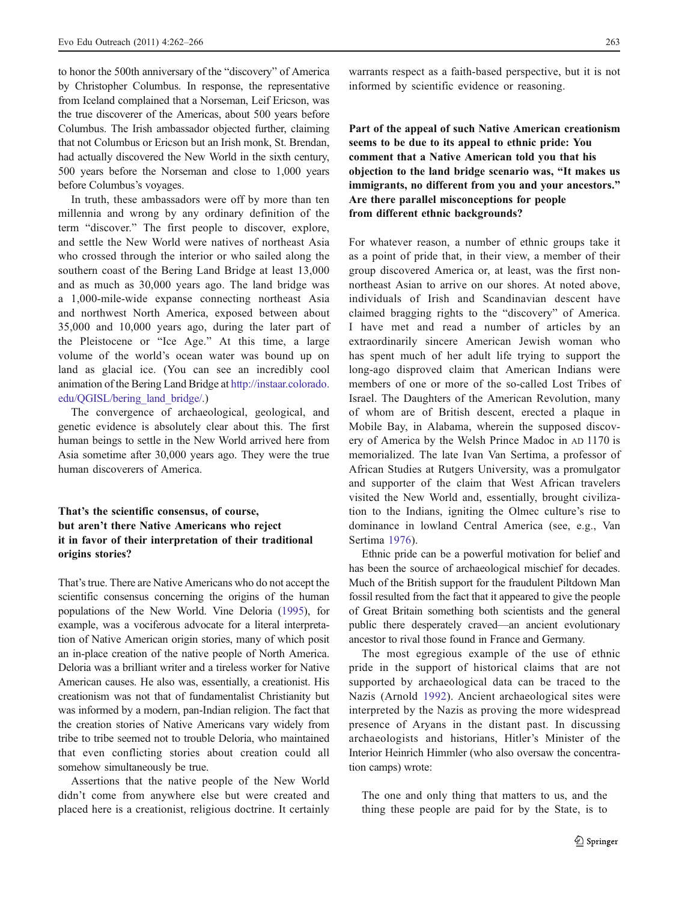to honor the 500th anniversary of the "discovery" of America by Christopher Columbus. In response, the representative from Iceland complained that a Norseman, Leif Ericson, was the true discoverer of the Americas, about 500 years before Columbus. The Irish ambassador objected further, claiming that not Columbus or Ericson but an Irish monk, St. Brendan, had actually discovered the New World in the sixth century, 500 years before the Norseman and close to 1,000 years before Columbus's voyages.

In truth, these ambassadors were off by more than ten millennia and wrong by any ordinary definition of the term "discover." The first people to discover, explore, and settle the New World were natives of northeast Asia who crossed through the interior or who sailed along the southern coast of the Bering Land Bridge at least 13,000 and as much as 30,000 years ago. The land bridge was a 1,000-mile-wide expanse connecting northeast Asia and northwest North America, exposed between about 35,000 and 10,000 years ago, during the later part of the Pleistocene or "Ice Age." At this time, a large volume of the world's ocean water was bound up on land as glacial ice. (You can see an incredibly cool animation of the Bering Land Bridge at http://instaar.colorado.edu/QGISL/bering_land_bridge/.)

The convergence of archaeological, geological, and genetic evidence is absolutely clear about this. The first human beings to settle in the New World arrived here from Asia sometime after 30,000 years ago. They were the true human discoverers of America.

**That's the scientific consensus, of course, but aren't there Native Americans who reject it in favor of their interpretation of their traditional origins stories?**

That's true. There are Native Americans who do not accept the scientific consensus concerning the origins of the human populations of the New World. Vine Deloria (1995), for example, was a vociferous advocate for a literal interpretation of Native American origin stories, many of which posit an in-place creation of the native people of North America. Deloria was a brilliant writer and a tireless worker for Native American causes. He also was, essentially, a creationist. His creationism was not that of fundamentalist Christianity but was informed by a modern, pan-Indian religion. The fact that the creation stories of Native Americans vary widely from tribe to tribe seemed not to trouble Deloria, who maintained that even conflicting stories about creation could all somehow simultaneously be true.

Assertions that the native people of the New World didn't come from anywhere else but were created and placed here is a creationist, religious doctrine. It certainly warrants respect as a faith-based perspective, but it is not informed by scientific evidence or reasoning.

**Part of the appeal of such Native American creationism seems to be due to its appeal to ethnic pride: You comment that a Native American told you that his objection to the land bridge scenario was, "It makes us immigrants, no different from you and your ancestors." Are there parallel misconceptions for people from different ethnic backgrounds?**

For whatever reason, a number of ethnic groups take it as a point of pride that, in their view, a member of their group discovered America or, at least, was the first non-northeast Asian to arrive on our shores. At noted above, individuals of Irish and Scandinavian descent have claimed bragging rights to the "discovery" of America. I have met and read a number of articles by an extraordinarily sincere American Jewish woman who has spent much of her adult life trying to support the long-ago disproved claim that American Indians were members of one or more of the so-called Lost Tribes of Israel. The Daughters of the American Revolution, many of whom are of British descent, erected a plaque in Mobile Bay, in Alabama, wherein the supposed discovery of America by the Welsh Prince Madoc in AD 1170 is memorialized. The late Ivan Van Sertima, a professor of African Studies at Rutgers University, was a promulgator and supporter of the claim that West African travelers visited the New World and, essentially, brought civilization to the Indians, igniting the Olmec culture's rise to dominance in lowland Central America (see, e.g., Van Sertima 1976).

Ethnic pride can be a powerful motivation for belief and has been the source of archaeological mischief for decades. Much of the British support for the fraudulent Piltdown Man fossil resulted from the fact that it appeared to give the people of Great Britain something both scientists and the general public there desperately craved—an ancient evolutionary ancestor to rival those found in France and Germany.

The most egregious example of the use of ethnic pride in the support of historical claims that are not supported by archaeological data can be traced to the Nazis (Arnold 1992). Ancient archaeological sites were interpreted by the Nazis as proving the more widespread presence of Aryans in the distant past. In discussing archaeologists and historians, Hitler's Minister of the Interior Heinrich Himmler (who also oversaw the concentration camps) wrote:

> The one and only thing that matters to us, and the thing these people are paid for by the State, is to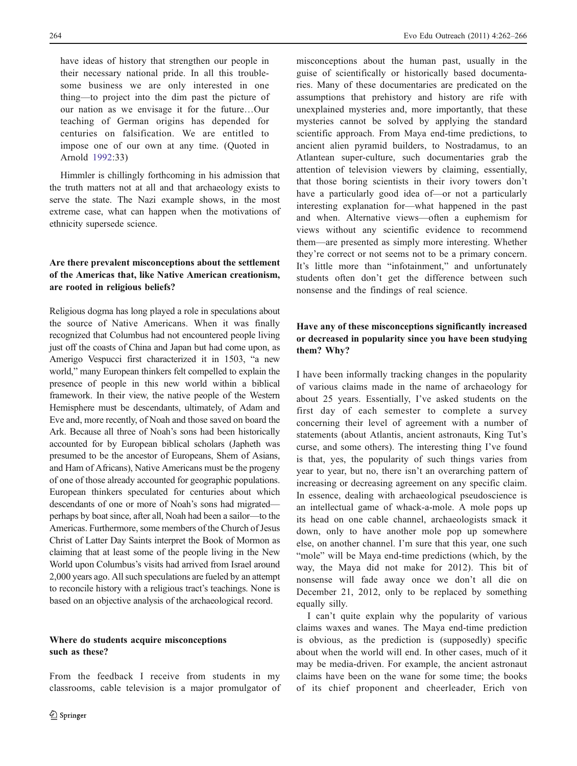have ideas of history that strengthen our people in their necessary national pride. In all this troublesome business we are only interested in one thing—to project into the dim past the picture of our nation as we envisage it for the future…Our teaching of German origins has depended for centuries on falsification. We are entitled to impose one of our own at any time. (Quoted in Arnold 1992:33)

Himmler is chillingly forthcoming in his admission that the truth matters not at all and that archaeology exists to serve the state. The Nazi example shows, in the most extreme case, what can happen when the motivations of ethnicity supersede science.

### Are there prevalent misconceptions about the settlement of the Americas that, like Native American creationism, are rooted in religious beliefs?

Religious dogma has long played a role in speculations about the source of Native Americans. When it was finally recognized that Columbus had not encountered people living just off the coasts of China and Japan but had come upon, as Amerigo Vespucci first characterized it in 1503, "a new world," many European thinkers felt compelled to explain the presence of people in this new world within a biblical framework. In their view, the native people of the Western Hemisphere must be descendants, ultimately, of Adam and Eve and, more recently, of Noah and those saved on board the Ark. Because all three of Noah's sons had been historically accounted for by European biblical scholars (Japheth was presumed to be the ancestor of Europeans, Shem of Asians, and Ham of Africans), Native Americans must be the progeny of one of those already accounted for geographic populations. European thinkers speculated for centuries about which descendants of one or more of Noah's sons had migrated—perhaps by boat since, after all, Noah had been a sailor—to the Americas. Furthermore, some members of the Church of Jesus Christ of Latter Day Saints interpret the Book of Mormon as claiming that at least some of the people living in the New World upon Columbus's visits had arrived from Israel around 2,000 years ago. All such speculations are fueled by an attempt to reconcile history with a religious tract's teachings. None is based on an objective analysis of the archaeological record.

### Where do students acquire misconceptions such as these?

From the feedback I receive from students in my classrooms, cable television is a major promulgator of misconceptions about the human past, usually in the guise of scientifically or historically based documentaries. Many of these documentaries are predicated on the assumptions that prehistory and history are rife with unexplained mysteries and, more importantly, that these mysteries cannot be solved by applying the standard scientific approach. From Maya end-time predictions, to ancient alien pyramid builders, to Nostradamus, to an Atlantean super-culture, such documentaries grab the attention of television viewers by claiming, essentially, that those boring scientists in their ivory towers don't have a particularly good idea of—or not a particularly interesting explanation for—what happened in the past and when. Alternative views—often a euphemism for views without any scientific evidence to recommend them—are presented as simply more interesting. Whether they're correct or not seems not to be a primary concern. It's little more than "infotainment," and unfortunately students often don't get the difference between such nonsense and the findings of real science.

### Have any of these misconceptions significantly increased or decreased in popularity since you have been studying them? Why?

I have been informally tracking changes in the popularity of various claims made in the name of archaeology for about 25 years. Essentially, I've asked students on the first day of each semester to complete a survey concerning their level of agreement with a number of statements (about Atlantis, ancient astronauts, King Tut's curse, and some others). The interesting thing I've found is that, yes, the popularity of such things varies from year to year, but no, there isn't an overarching pattern of increasing or decreasing agreement on any specific claim. In essence, dealing with archaeological pseudoscience is an intellectual game of whack-a-mole. A mole pops up its head on one cable channel, archaeologists smack it down, only to have another mole pop up somewhere else, on another channel. I'm sure that this year, one such "mole" will be Maya end-time predictions (which, by the way, the Maya did not make for 2012). This bit of nonsense will fade away once we don't all die on December 21, 2012, only to be replaced by something equally silly.

I can't quite explain why the popularity of various claims waxes and wanes. The Maya end-time prediction is obvious, as the prediction is (supposedly) specific about when the world will end. In other cases, much of it may be media-driven. For example, the ancient astronaut claims have been on the wane for some time; the books of its chief proponent and cheerleader, Erich von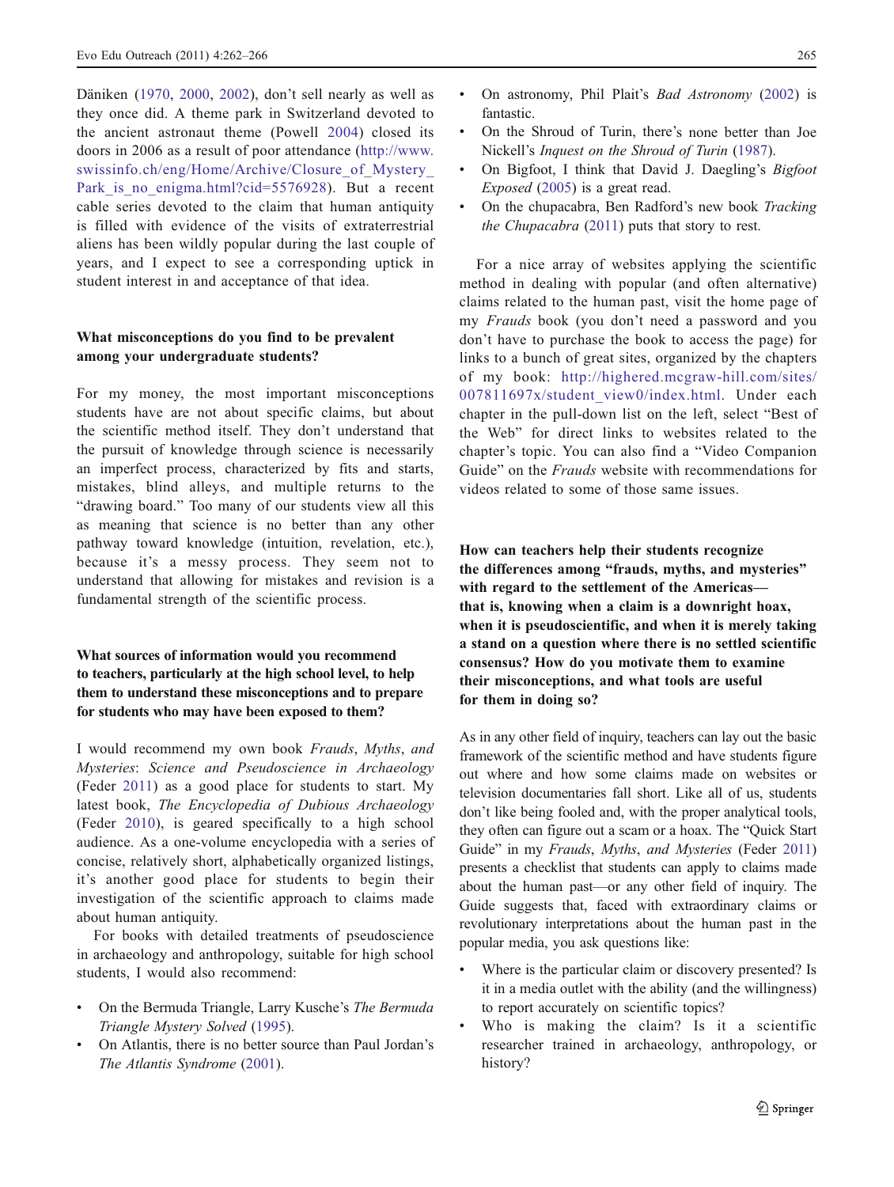Däniken (1970, 2000, 2002), don't sell nearly as well as they once did. A theme park in Switzerland devoted to the ancient astronaut theme (Powell 2004) closed its doors in 2006 as a result of poor attendance (http://www.swissinfo.ch/eng/Home/Archive/Closure_of_Mystery_Park_is_no_enigma.html?cid=5576928). But a recent cable series devoted to the claim that human antiquity is filled with evidence of the visits of extraterrestrial aliens has been wildly popular during the last couple of years, and I expect to see a corresponding uptick in student interest in and acceptance of that idea.

**What misconceptions do you find to be prevalent among your undergraduate students?**

For my money, the most important misconceptions students have are not about specific claims, but about the scientific method itself. They don't understand that the pursuit of knowledge through science is necessarily an imperfect process, characterized by fits and starts, mistakes, blind alleys, and multiple returns to the "drawing board." Too many of our students view all this as meaning that science is no better than any other pathway toward knowledge (intuition, revelation, etc.), because it's a messy process. They seem not to understand that allowing for mistakes and revision is a fundamental strength of the scientific process.

**What sources of information would you recommend to teachers, particularly at the high school level, to help them to understand these misconceptions and to prepare for students who may have been exposed to them?**

I would recommend my own book *Frauds, Myths, and Mysteries: Science and Pseudoscience in Archaeology* (Feder 2011) as a good place for students to start. My latest book, *The Encyclopedia of Dubious Archaeology* (Feder 2010), is geared specifically to a high school audience. As a one-volume encyclopedia with a series of concise, relatively short, alphabetically organized listings, it's another good place for students to begin their investigation of the scientific approach to claims made about human antiquity.

For books with detailed treatments of pseudoscience in archaeology and anthropology, suitable for high school students, I would also recommend:

- On the Bermuda Triangle, Larry Kusche's *The Bermuda Triangle Mystery Solved* (1995).
- On Atlantis, there is no better source than Paul Jordan's *The Atlantis Syndrome* (2001).
- On astronomy, Phil Plait's *Bad Astronomy* (2002) is fantastic.
- On the Shroud of Turin, there's none better than Joe Nickell's *Inquest on the Shroud of Turin* (1987).
- On Bigfoot, I think that David J. Daegling's *Bigfoot Exposed* (2005) is a great read.
- On the chupacabra, Ben Radford's new book *Tracking the Chupacabra* (2011) puts that story to rest.

For a nice array of websites applying the scientific method in dealing with popular (and often alternative) claims related to the human past, visit the home page of my *Frauds* book (you don't need a password and you don't have to purchase the book to access the page) for links to a bunch of great sites, organized by the chapters of my book: http://highered.mcgraw-hill.com/sites/007811697x/student_view0/index.html. Under each chapter in the pull-down list on the left, select "Best of the Web" for direct links to websites related to the chapter's topic. You can also find a "Video Companion Guide" on the *Frauds* website with recommendations for videos related to some of those same issues.

**How can teachers help their students recognize the differences among "frauds, myths, and mysteries" with regard to the settlement of the Americas—that is, knowing when a claim is a downright hoax, when it is pseudoscientific, and when it is merely taking a stand on a question where there is no settled scientific consensus? How do you motivate them to examine their misconceptions, and what tools are useful for them in doing so?**

As in any other field of inquiry, teachers can lay out the basic framework of the scientific method and have students figure out where and how some claims made on websites or television documentaries fall short. Like all of us, students don't like being fooled and, with the proper analytical tools, they often can figure out a scam or a hoax. The "Quick Start Guide" in my *Frauds, Myths, and Mysteries* (Feder 2011) presents a checklist that students can apply to claims made about the human past—or any other field of inquiry. The Guide suggests that, faced with extraordinary claims or revolutionary interpretations about the human past in the popular media, you ask questions like:

- Where is the particular claim or discovery presented? Is it in a media outlet with the ability (and the willingness) to report accurately on scientific topics?
- Who is making the claim? Is it a scientific researcher trained in archaeology, anthropology, or history?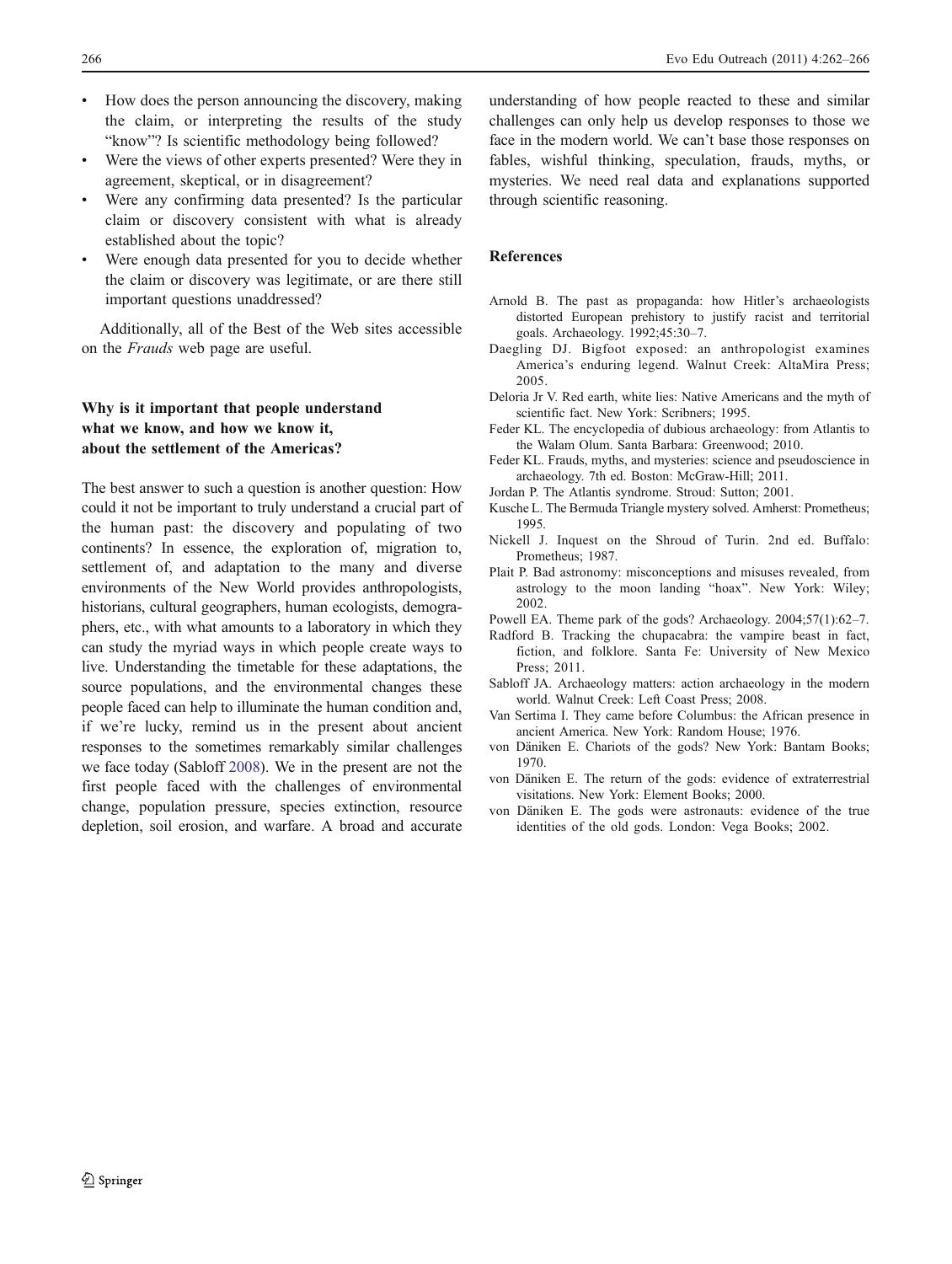- How does the person announcing the discovery, making the claim, or interpreting the results of the study "know"? Is scientific methodology being followed?
- Were the views of other experts presented? Were they in agreement, skeptical, or in disagreement?
- Were any confirming data presented? Is the particular claim or discovery consistent with what is already established about the topic?
- Were enough data presented for you to decide whether the claim or discovery was legitimate, or are there still important questions unaddressed?

Additionally, all of the Best of the Web sites accessible on the *Frauds* web page are useful.

## Why is it important that people understand what we know, and how we know it, about the settlement of the Americas?

The best answer to such a question is another question: How could it not be important to truly understand a crucial part of the human past: the discovery and populating of two continents? In essence, the exploration of, migration to, settlement of, and adaptation to the many and diverse environments of the New World provides anthropologists, historians, cultural geographers, human ecologists, demographers, etc., with what amounts to a laboratory in which they can study the myriad ways in which people create ways to live. Understanding the timetable for these adaptations, the source populations, and the environmental changes these people faced can help to illuminate the human condition and, if we're lucky, remind us in the present about ancient responses to the sometimes remarkably similar challenges we face today (Sabloff 2008). We in the present are not the first people faced with the challenges of environmental change, population pressure, species extinction, resource depletion, soil erosion, and warfare. A broad and accurate understanding of how people reacted to these and similar challenges can only help us develop responses to those we face in the modern world. We can't base those responses on fables, wishful thinking, speculation, frauds, myths, or mysteries. We need real data and explanations supported through scientific reasoning.

## References

Arnold B. The past as propaganda: how Hitler's archaeologists distorted European prehistory to justify racist and territorial goals. Archaeology. 1992;45:30–7.

Daegling DJ. Bigfoot exposed: an anthropologist examines America's enduring legend. Walnut Creek: AltaMira Press; 2005.

Deloria Jr V. Red earth, white lies: Native Americans and the myth of scientific fact. New York: Scribners; 1995.

Feder KL. The encyclopedia of dubious archaeology: from Atlantis to the Walam Olum. Santa Barbara: Greenwood; 2010.

Feder KL. Frauds, myths, and mysteries: science and pseudoscience in archaeology. 7th ed. Boston: McGraw-Hill; 2011.

Jordan P. The Atlantis syndrome. Stroud: Sutton; 2001.

Kusche L. The Bermuda Triangle mystery solved. Amherst: Prometheus; 1995.

Nickell J. Inquest on the Shroud of Turin. 2nd ed. Buffalo: Prometheus; 1987.

Plait P. Bad astronomy: misconceptions and misuses revealed, from astrology to the moon landing "hoax". New York: Wiley; 2002.

Powell EA. Theme park of the gods? Archaeology. 2004;57(1):62–7.

Radford B. Tracking the chupacabra: the vampire beast in fact, fiction, and folklore. Santa Fe: University of New Mexico Press; 2011.

Sabloff JA. Archaeology matters: action archaeology in the modern world. Walnut Creek: Left Coast Press; 2008.

Van Sertima I. They came before Columbus: the African presence in ancient America. New York: Random House; 1976.

von Däniken E. Chariots of the gods? New York: Bantam Books; 1970.

von Däniken E. The return of the gods: evidence of extraterrestrial visitations. New York: Element Books; 2000.

von Däniken E. The gods were astronauts: evidence of the true identities of the old gods. London: Vega Books; 2002.